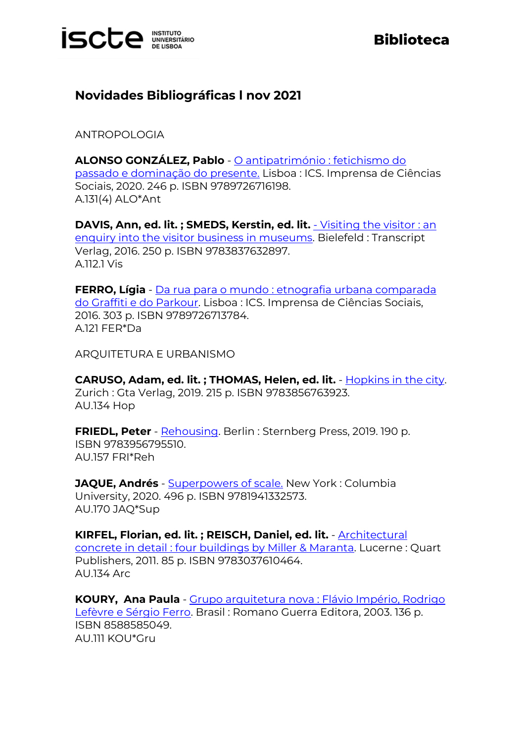# Novidades Bibliográficas l nov 2021

ANTROPOLOGIA

**ALONSO GONZÁLEZ, Pablo** - O antipatrimónio : fetichismo do passado e dominação do presente. Lisboa : ICS. Imprensa de Ciências Sociais, 2020. 246 p. ISBN 9789726716198.
A.131(4) ALO*Ant

**DAVIS, Ann, ed. lit. ; SMEDS, Kerstin, ed. lit.** - Visiting the visitor : an enquiry into the visitor business in museums. Bielefeld : Transcript Verlag, 2016. 250 p. ISBN 9783837632897.
A.112.1 Vis

**FERRO, Lígia** - Da rua para o mundo : etnografia urbana comparada do Graffiti e do Parkour. Lisboa : ICS. Imprensa de Ciências Sociais, 2016. 303 p. ISBN 9789726713784.
A.121 FER*Da

ARQUITETURA E URBANISMO

**CARUSO, Adam, ed. lit. ; THOMAS, Helen, ed. lit.** - Hopkins in the city. Zurich : Gta Verlag, 2019. 215 p. ISBN 9783856763923.
AU.134 Hop

**FRIEDL, Peter** - Rehousing. Berlin : Sternberg Press, 2019. 190 p. ISBN 9783956795510.
AU.157 FRI*Reh

**JAQUE, Andrés** - Superpowers of scale. New York : Columbia University, 2020. 496 p. ISBN 9781941332573.
AU.170 JAQ*Sup

**KIRFEL, Florian, ed. lit. ; REISCH, Daniel, ed. lit.** - Architectural concrete in detail : four buildings by Miller & Maranta. Lucerne : Quart Publishers, 2011. 85 p. ISBN 9783037610464.
AU.134 Arc

**KOURY, Ana Paula** - Grupo arquitetura nova : Flávio Império, Rodrigo Lefèvre e Sérgio Ferro. Brasil : Romano Guerra Editora, 2003. 136 p. ISBN 8588585049.
AU.111 KOU*Gru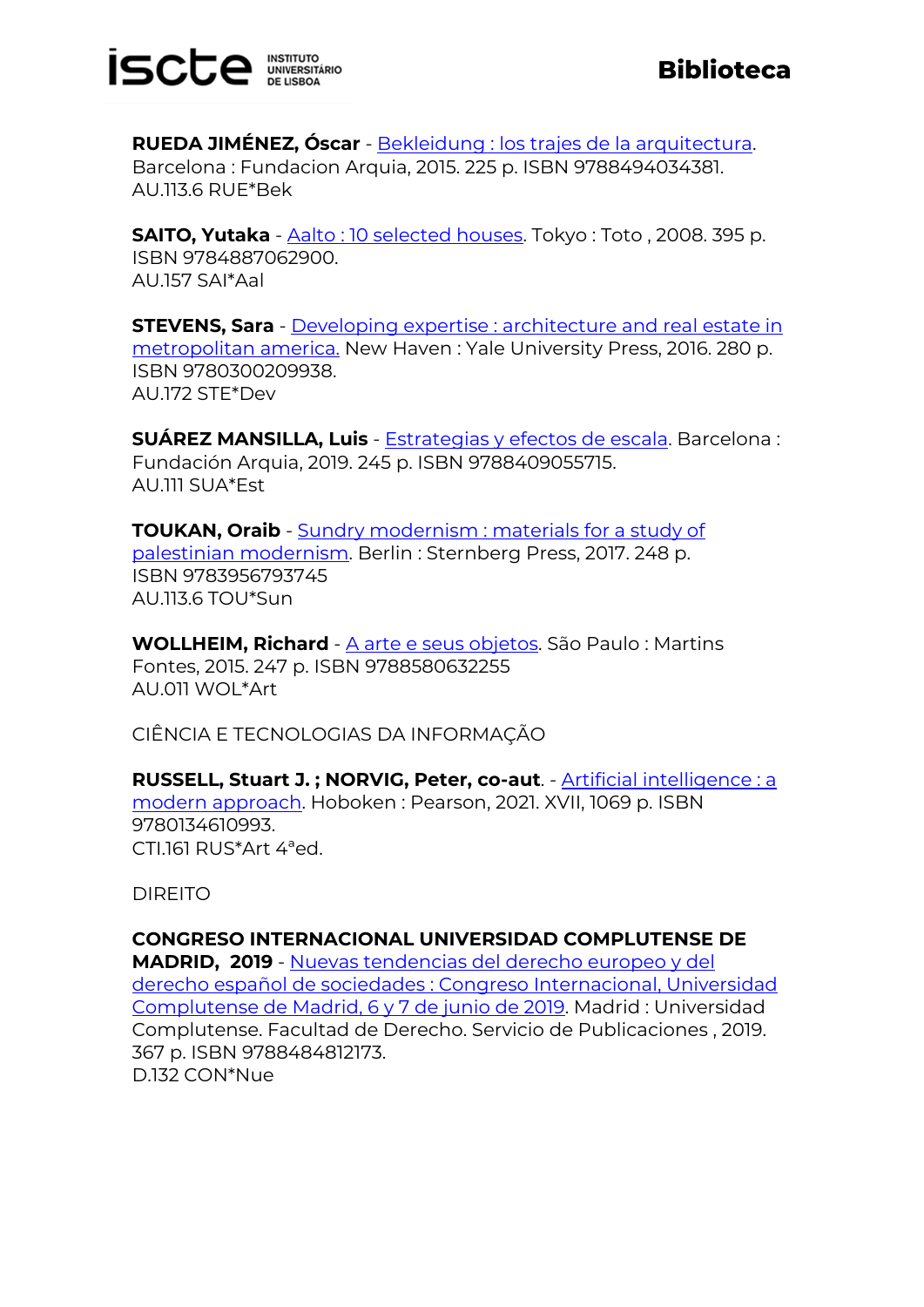**RUEDA JIMÉNEZ, Óscar** - Bekleidung : los trajes de la arquitectura. Barcelona : Fundacion Arquia, 2015. 225 p. ISBN 9788494034381.
AU.113.6 RUE*Bek

**SAITO, Yutaka** - Aalto : 10 selected houses. Tokyo : Toto , 2008. 395 p. ISBN 9784887062900.
AU.157 SAI*Aal

**STEVENS, Sara** - Developing expertise : architecture and real estate in metropolitan america. New Haven : Yale University Press, 2016. 280 p. ISBN 9780300209938.
AU.172 STE*Dev

**SUÁREZ MANSILLA, Luis** - Estrategias y efectos de escala. Barcelona : Fundación Arquia, 2019. 245 p. ISBN 9788409055715.
AU.111 SUA*Est

**TOUKAN, Oraib** - Sundry modernism : materials for a study of palestinian modernism. Berlin : Sternberg Press, 2017. 248 p. ISBN 9783956793745
AU.113.6 TOU*Sun

**WOLLHEIM, Richard** - A arte e seus objetos. São Paulo : Martins Fontes, 2015. 247 p. ISBN 9788580632255
AU.011 WOL*Art

CIÊNCIA E TECNOLOGIAS DA INFORMAÇÃO

**RUSSELL, Stuart J. ; NORVIG, Peter, co-aut**. - Artificial intelligence : a modern approach. Hoboken : Pearson, 2021. XVII, 1069 p. ISBN 9780134610993.
CTI.161 RUS*Art 4ªed.

DIREITO

**CONGRESO INTERNACIONAL UNIVERSIDAD COMPLUTENSE DE MADRID, 2019** - Nuevas tendencias del derecho europeo y del derecho español de sociedades : Congreso Internacional, Universidad Complutense de Madrid, 6 y 7 de junio de 2019. Madrid : Universidad Complutense. Facultad de Derecho. Servicio de Publicaciones , 2019. 367 p. ISBN 9788484812173.
D.132 CON*Nue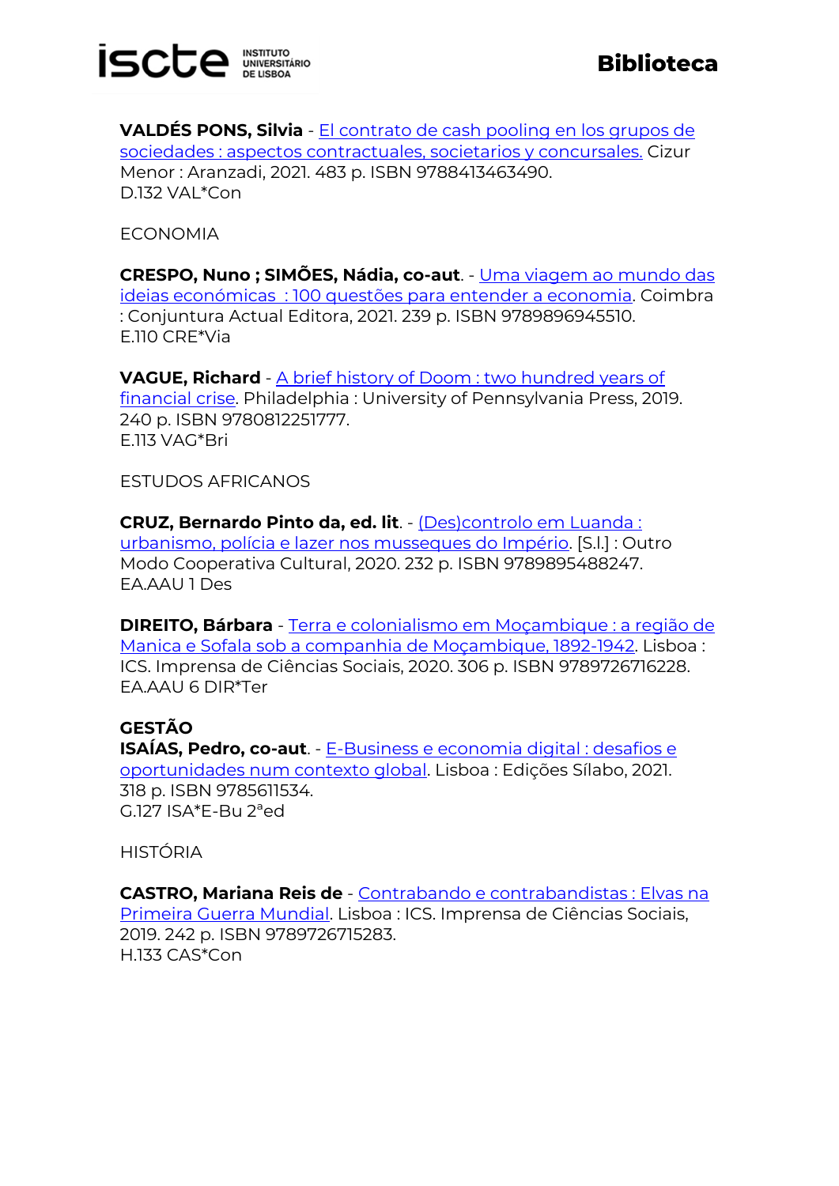**VALDÉS PONS, Silvia** - El contrato de cash pooling en los grupos de sociedades : aspectos contractuales, societarios y concursales. Cizur Menor : Aranzadi, 2021. 483 p. ISBN 9788413463490.
D.132 VAL*Con

ECONOMIA

**CRESPO, Nuno ; SIMÕES, Nádia, co-aut**. - Uma viagem ao mundo das ideias económicas : 100 questões para entender a economia. Coimbra : Conjuntura Actual Editora, 2021. 239 p. ISBN 9789896945510.
E.110 CRE*Via

**VAGUE, Richard** - A brief history of Doom : two hundred years of financial crise. Philadelphia : University of Pennsylvania Press, 2019. 240 p. ISBN 9780812251777.
E.113 VAG*Bri

ESTUDOS AFRICANOS

**CRUZ, Bernardo Pinto da, ed. lit**. - (Des)controlo em Luanda : urbanismo, polícia e lazer nos musseques do Império. [S.l.] : Outro Modo Cooperativa Cultural, 2020. 232 p. ISBN 9789895488247.
EA.AAU 1 Des

**DIREITO, Bárbara** - Terra e colonialismo em Moçambique : a região de Manica e Sofala sob a companhia de Moçambique, 1892-1942. Lisboa : ICS. Imprensa de Ciências Sociais, 2020. 306 p. ISBN 9789726716228.
EA.AAU 6 DIR*Ter

**GESTÃO**

**ISAÍAS, Pedro, co-aut**. - E-Business e economia digital : desafios e oportunidades num contexto global. Lisboa : Edições Sílabo, 2021. 318 p. ISBN 9785611534.
G.127 ISA*E-Bu 2ªed

HISTÓRIA

**CASTRO, Mariana Reis de** - Contrabando e contrabandistas : Elvas na Primeira Guerra Mundial. Lisboa : ICS. Imprensa de Ciências Sociais, 2019. 242 p. ISBN 9789726715283.
H.133 CAS*Con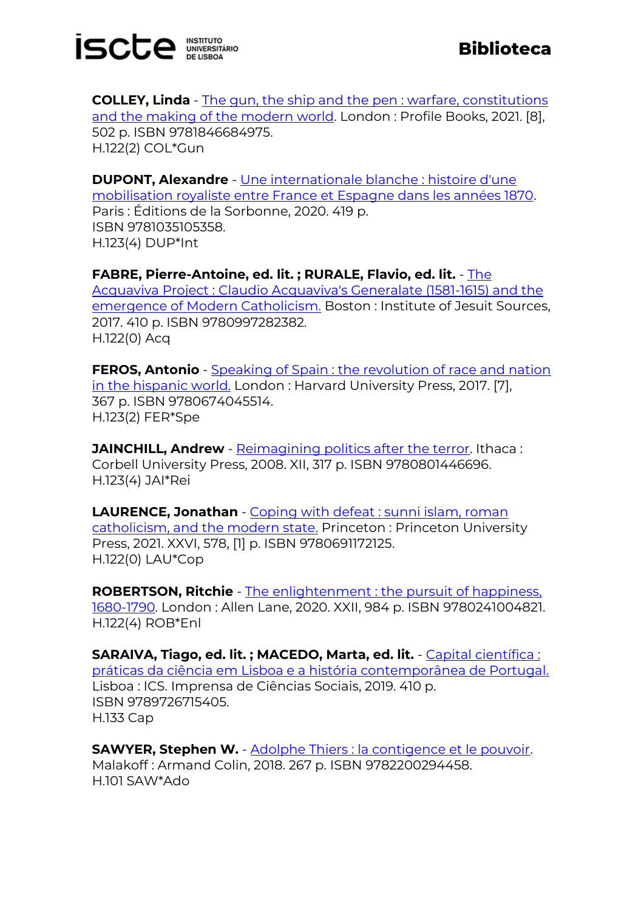**COLLEY, Linda** - The gun, the ship and the pen : warfare, constitutions and the making of the modern world. London : Profile Books, 2021. [8], 502 p. ISBN 9781846684975.
H.122(2) COL*Gun

**DUPONT, Alexandre** - Une internationale blanche : histoire d'une mobilisation royaliste entre France et Espagne dans les années 1870. Paris : Éditions de la Sorbonne, 2020. 419 p.
ISBN 9781035105358.
H.123(4) DUP*Int

**FABRE, Pierre-Antoine, ed. lit. ; RURALE, Flavio, ed. lit.** - The Acquaviva Project : Claudio Acquaviva's Generalate (1581-1615) and the emergence of Modern Catholicism. Boston : Institute of Jesuit Sources, 2017. 410 p. ISBN 9780997282382.
H.122(0) Acq

**FEROS, Antonio** - Speaking of Spain : the revolution of race and nation in the hispanic world. London : Harvard University Press, 2017. [7], 367 p. ISBN 9780674045514.
H.123(2) FER*Spe

**JAINCHILL, Andrew** - Reimagining politics after the terror. Ithaca : Corbell University Press, 2008. XII, 317 p. ISBN 9780801446696.
H.123(4) JAI*Rei

**LAURENCE, Jonathan** - Coping with defeat : sunni islam, roman catholicism, and the modern state. Princeton : Princeton University Press, 2021. XXVI, 578, [1] p. ISBN 9780691172125.
H.122(0) LAU*Cop

**ROBERTSON, Ritchie** - The enlightenment : the pursuit of happiness, 1680-1790. London : Allen Lane, 2020. XXII, 984 p. ISBN 9780241004821.
H.122(4) ROB*Enl

**SARAIVA, Tiago, ed. lit. ; MACEDO, Marta, ed. lit.** - Capital científica : práticas da ciência em Lisboa e a história contemporânea de Portugal. Lisboa : ICS. Imprensa de Ciências Sociais, 2019. 410 p.
ISBN 9789726715405.
H.133 Cap

**SAWYER, Stephen W.** - Adolphe Thiers : la contigence et le pouvoir. Malakoff : Armand Colin, 2018. 267 p. ISBN 9782200294458.
H.101 SAW*Ado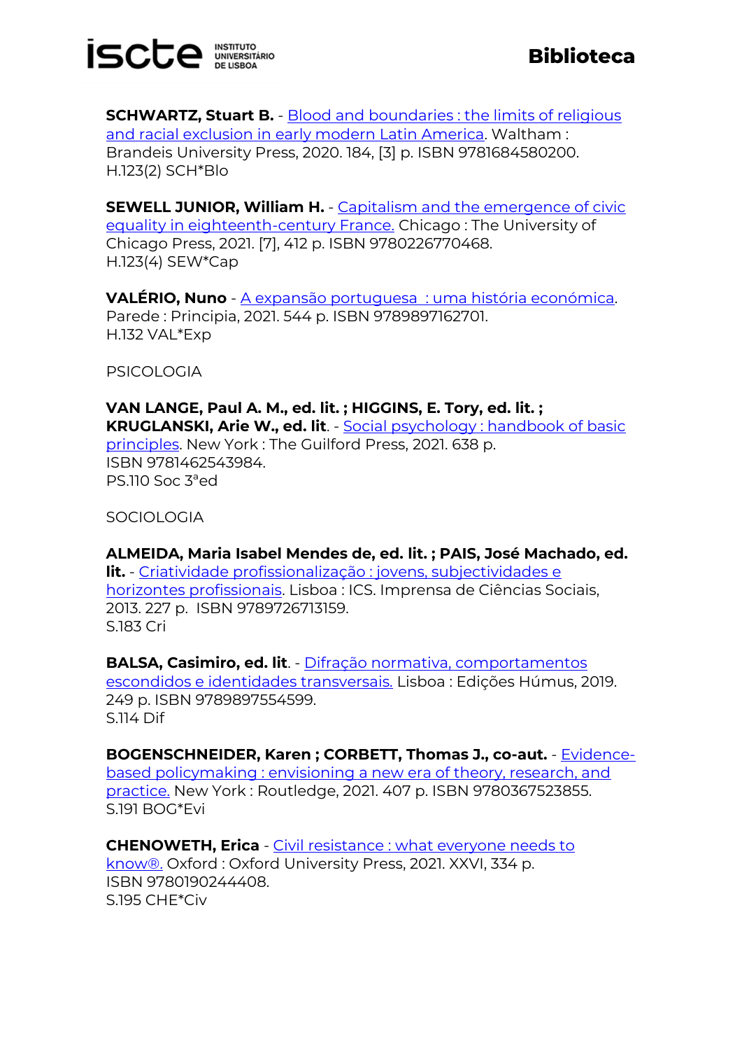**SCHWARTZ, Stuart B.** - Blood and boundaries : the limits of religious and racial exclusion in early modern Latin America. Waltham : Brandeis University Press, 2020. 184, [3] p. ISBN 9781684580200.
H.123(2) SCH*Blo

**SEWELL JUNIOR, William H.** - Capitalism and the emergence of civic equality in eighteenth-century France. Chicago : The University of Chicago Press, 2021. [7], 412 p. ISBN 9780226770468.
H.123(4) SEW*Cap

**VALÉRIO, Nuno** - A expansão portuguesa : uma história económica. Parede : Principia, 2021. 544 p. ISBN 9789897162701.
H.132 VAL*Exp

PSICOLOGIA

**VAN LANGE, Paul A. M., ed. lit. ; HIGGINS, E. Tory, ed. lit. ; KRUGLANSKI, Arie W., ed. lit**. - Social psychology : handbook of basic principles. New York : The Guilford Press, 2021. 638 p.
ISBN 9781462543984.
PS.110 Soc 3ªed

SOCIOLOGIA

**ALMEIDA, Maria Isabel Mendes de, ed. lit. ; PAIS, José Machado, ed. lit.** - Criatividade profissionalização : jovens, subjectividades e horizontes profissionais. Lisboa : ICS. Imprensa de Ciências Sociais, 2013. 227 p. ISBN 9789726713159.
S.183 Cri

**BALSA, Casimiro, ed. lit**. - Difração normativa, comportamentos escondidos e identidades transversais. Lisboa : Edições Húmus, 2019. 249 p. ISBN 9789897554599.
S.114 Dif

**BOGENSCHNEIDER, Karen ; CORBETT, Thomas J., co-aut.** - Evidence-based policymaking : envisioning a new era of theory, research, and practice. New York : Routledge, 2021. 407 p. ISBN 9780367523855.
S.191 BOG*Evi

**CHENOWETH, Erica** - Civil resistance : what everyone needs to know®. Oxford : Oxford University Press, 2021. XXVI, 334 p.
ISBN 9780190244408.
S.195 CHE*Civ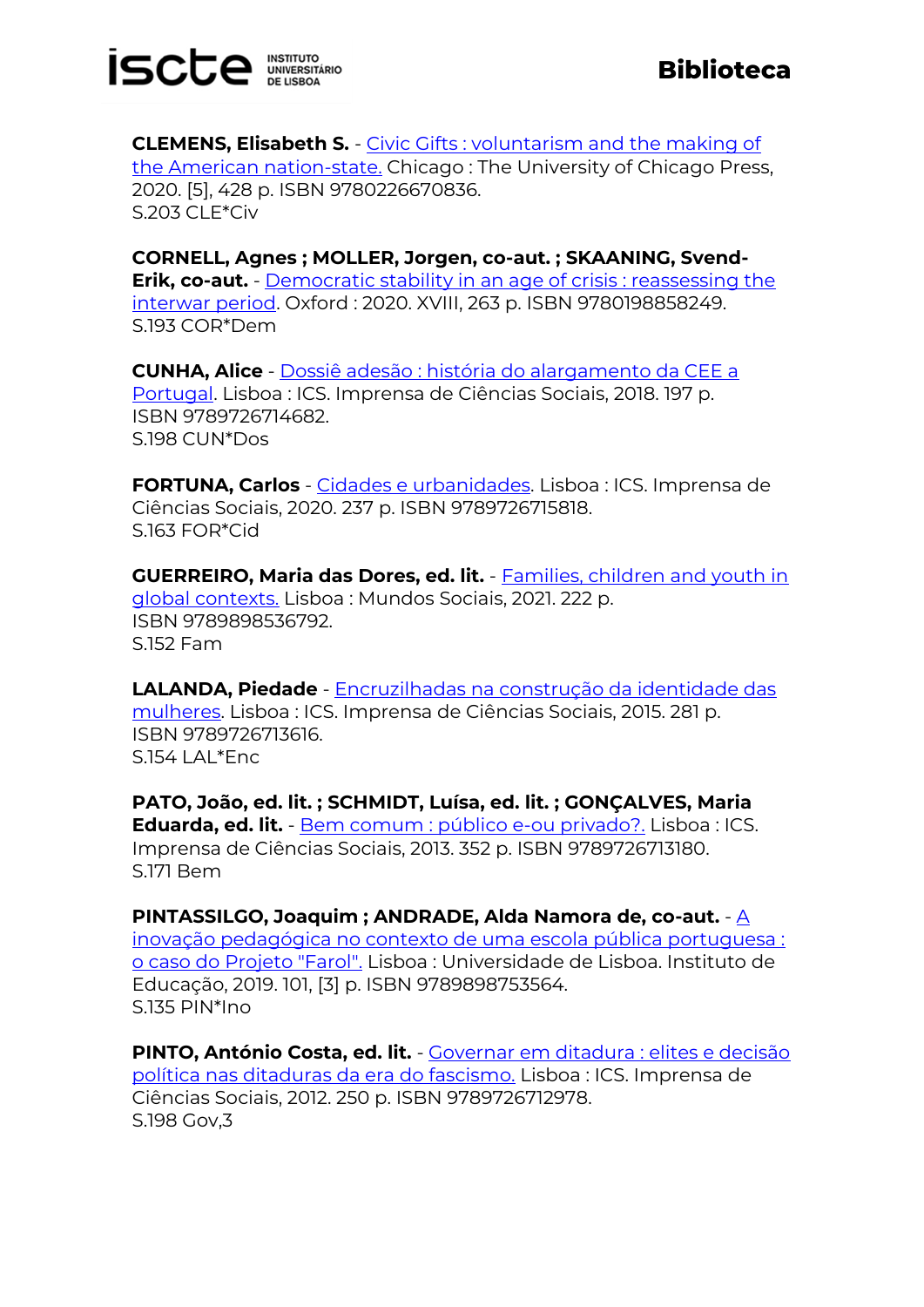**CLEMENS, Elisabeth S.** - Civic Gifts : voluntarism and the making of the American nation-state. Chicago : The University of Chicago Press, 2020. [5], 428 p. ISBN 9780226670836.
S.203 CLE*Civ

**CORNELL, Agnes ; MOLLER, Jorgen, co-aut. ; SKAANING, Svend-Erik, co-aut.** - Democratic stability in an age of crisis : reassessing the interwar period. Oxford : 2020. XVIII, 263 p. ISBN 9780198858249.
S.193 COR*Dem

**CUNHA, Alice** - Dossiê adesão : história do alargamento da CEE a Portugal. Lisboa : ICS. Imprensa de Ciências Sociais, 2018. 197 p. ISBN 9789726714682.
S.198 CUN*Dos

**FORTUNA, Carlos** - Cidades e urbanidades. Lisboa : ICS. Imprensa de Ciências Sociais, 2020. 237 p. ISBN 9789726715818.
S.163 FOR*Cid

**GUERREIRO, Maria das Dores, ed. lit.** - Families, children and youth in global contexts. Lisboa : Mundos Sociais, 2021. 222 p. ISBN 9789898536792.
S.152 Fam

**LALANDA, Piedade** - Encruzilhadas na construção da identidade das mulheres. Lisboa : ICS. Imprensa de Ciências Sociais, 2015. 281 p. ISBN 9789726713616.
S.154 LAL*Enc

**PATO, João, ed. lit. ; SCHMIDT, Luísa, ed. lit. ; GONÇALVES, Maria Eduarda, ed. lit.** - Bem comum : público e-ou privado?. Lisboa : ICS. Imprensa de Ciências Sociais, 2013. 352 p. ISBN 9789726713180.
S.171 Bem

**PINTASSILGO, Joaquim ; ANDRADE, Alda Namora de, co-aut.** - A inovação pedagógica no contexto de uma escola pública portuguesa : o caso do Projeto "Farol". Lisboa : Universidade de Lisboa. Instituto de Educação, 2019. 101, [3] p. ISBN 9789898753564.
S.135 PIN*Ino

**PINTO, António Costa, ed. lit.** - Governar em ditadura : elites e decisão política nas ditaduras da era do fascismo. Lisboa : ICS. Imprensa de Ciências Sociais, 2012. 250 p. ISBN 9789726712978.
S.198 Gov,3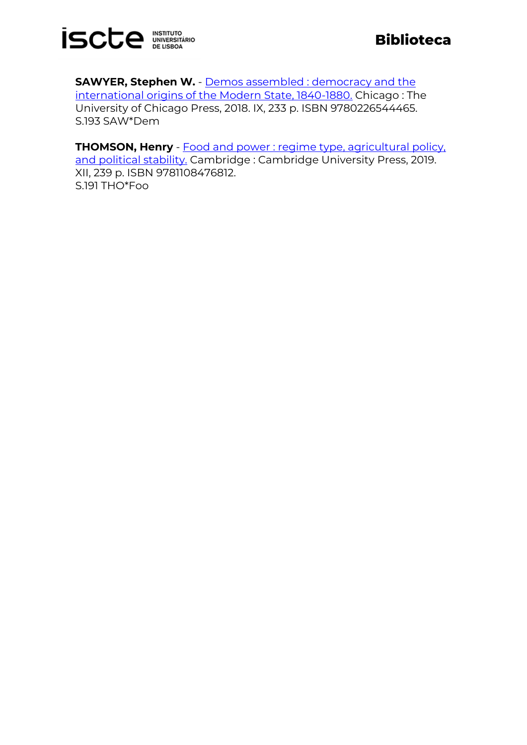**SAWYER, Stephen W.** - Demos assembled : democracy and the international origins of the Modern State, 1840-1880. Chicago : The University of Chicago Press, 2018. IX, 233 p. ISBN 9780226544465.
S.193 SAW*Dem

**THOMSON, Henry** - Food and power : regime type, agricultural policy, and political stability. Cambridge : Cambridge University Press, 2019. XII, 239 p. ISBN 9781108476812.
S.191 THO*Foo